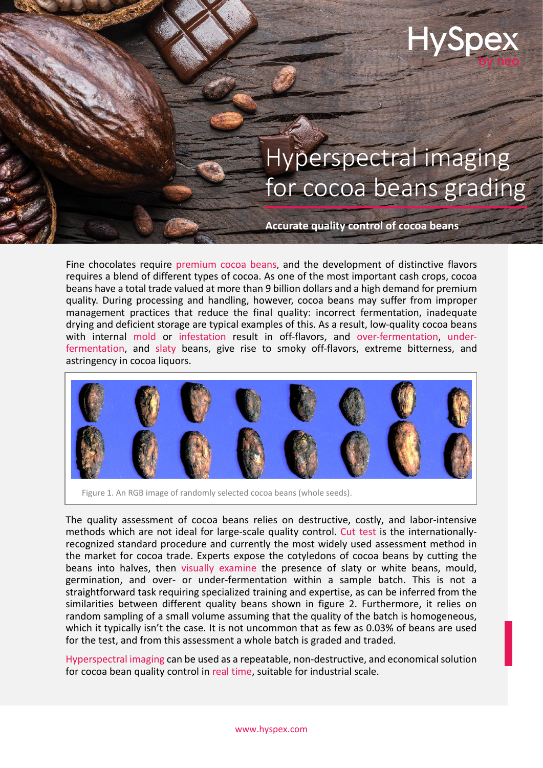# Hyperspectral imaging for cocoa beans grading

**Accurate quality control of cocoa beans**

Fine chocolates require premium cocoa beans, and the development of distinctive flavors requires a blend of different types of cocoa. As one of the most important cash crops, cocoa beans have a total trade valued at more than 9 billion dollars and a high demand for premium quality. During processing and handling, however, cocoa beans may suffer from improper management practices that reduce the final quality: incorrect fermentation, inadequate drying and deficient storage are typical examples of this. As a result, low-quality cocoa beans with internal mold or infestation result in off-flavors, and over-fermentation, under-fermentation, and slaty beans, give rise to smoky off-flavors, extreme bitterness, and astringency in cocoa liquors.

Figure 1. An RGB image of randomly selected cocoa beans (whole seeds).

The quality assessment of cocoa beans relies on destructive, costly, and labor-intensive methods which are not ideal for large-scale quality control. Cut test is the internationally-recognized standard procedure and currently the most widely used assessment method in the market for cocoa trade. Experts expose the cotyledons of cocoa beans by cutting the beans into halves, then visually examine the presence of slaty or white beans, mould, germination, and over- or under-fermentation within a sample batch. This is not a straightforward task requiring specialized training and expertise, as can be inferred from the similarities between different quality beans shown in figure 2. Furthermore, it relies on random sampling of a small volume assuming that the quality of the batch is homogeneous, which it typically isn't the case. It is not uncommon that as few as 0.03% of beans are used for the test, and from this assessment a whole batch is graded and traded.

Hyperspectral imaging can be used as a repeatable, non-destructive, and economical solution for cocoa bean quality control in real time, suitable for industrial scale.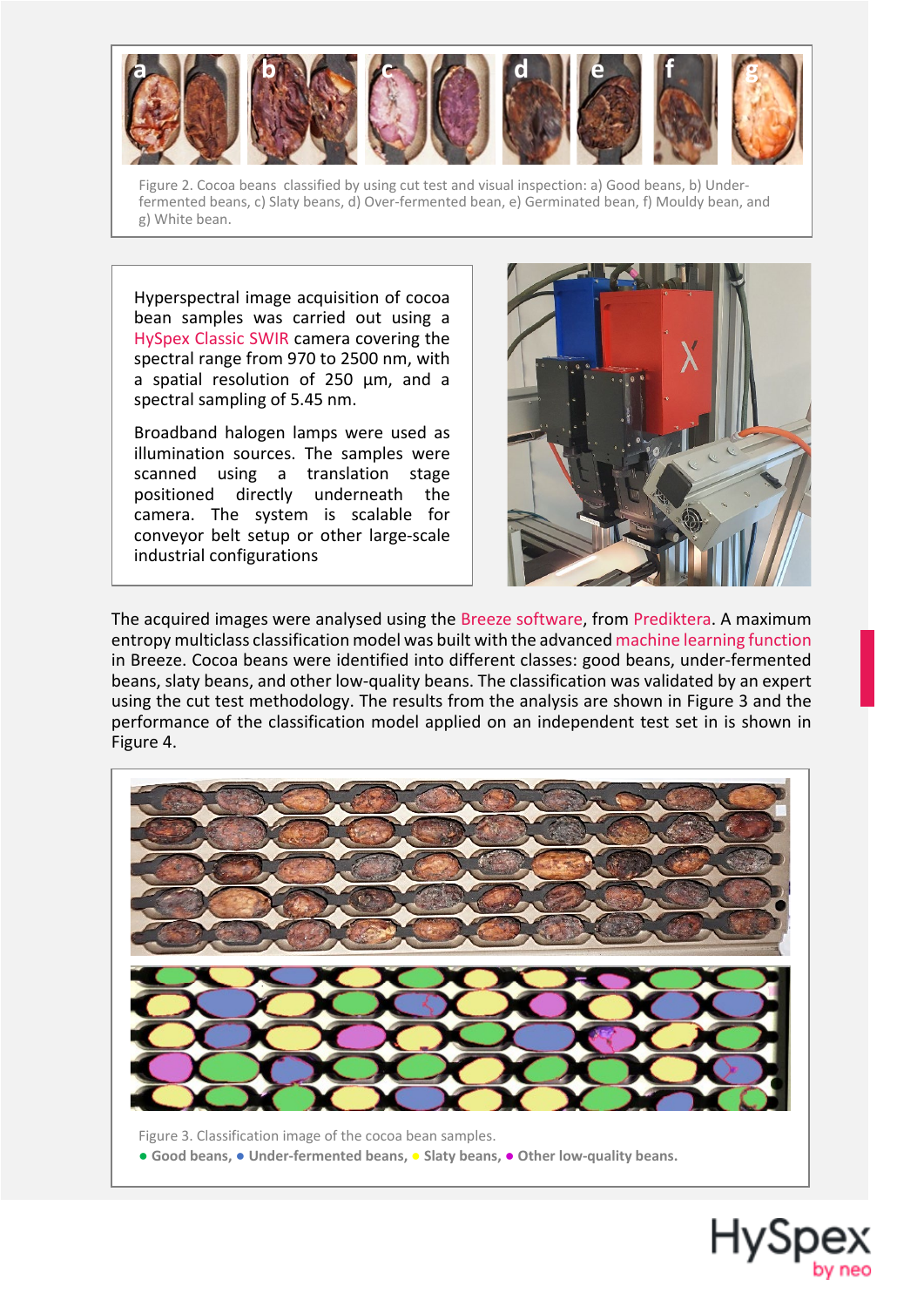Figure 2. Cocoa beans classified by using cut test and visual inspection: a) Good beans, b) Under-fermented beans, c) Slaty beans, d) Over-fermented bean, e) Germinated bean, f) Mouldy bean, and g) White bean.

Hyperspectral image acquisition of cocoa bean samples was carried out using a HySpex Classic SWIR camera covering the spectral range from 970 to 2500 nm, with a spatial resolution of 250 µm, and a spectral sampling of 5.45 nm.

Broadband halogen lamps were used as illumination sources. The samples were scanned using a translation stage positioned directly underneath the camera. The system is scalable for conveyor belt setup or other large-scale industrial configurations

The acquired images were analysed using the Breeze software, from Prediktera. A maximum entropy multiclass classification model was built with the advanced machine learning function in Breeze. Cocoa beans were identified into different classes: good beans, under-fermented beans, slaty beans, and other low-quality beans. The classification was validated by an expert using the cut test methodology. The results from the analysis are shown in Figure 3 and the performance of the classification model applied on an independent test set in is shown in Figure 4.

Figure 3. Classification image of the cocoa bean samples.
**● Good beans, ● Under-fermented beans, ● Slaty beans, ● Other low-quality beans.**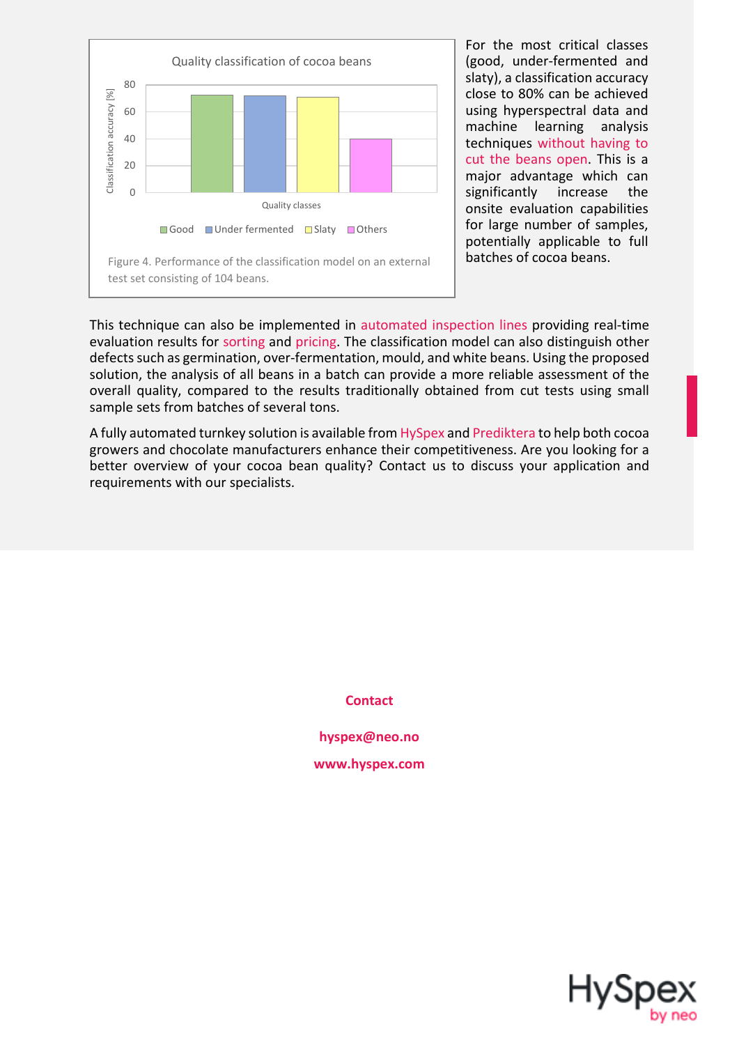Quality classification of cocoa beans

Classification accuracy [%]

80
60
40
20
0

Quality classes

Good
Under fermented
Slaty
Others

Figure 4. Performance of the classification model on an external test set consisting of 104 beans.

For the most critical classes (good, under-fermented and slaty), a classification accuracy close to 80% can be achieved using hyperspectral data and machine learning analysis techniques without having to cut the beans open. This is a major advantage which can significantly increase the onsite evaluation capabilities for large number of samples, potentially applicable to full batches of cocoa beans.

This technique can also be implemented in automated inspection lines providing real-time evaluation results for sorting and pricing. The classification model can also distinguish other defects such as germination, over-fermentation, mould, and white beans. Using the proposed solution, the analysis of all beans in a batch can provide a more reliable assessment of the overall quality, compared to the results traditionally obtained from cut tests using small sample sets from batches of several tons.

A fully automated turnkey solution is available from HySpex and Prediktera to help both cocoa growers and chocolate manufacturers enhance their competitiveness. Are you looking for a better overview of your cocoa bean quality? Contact us to discuss your application and requirements with our specialists.

**Contact**

**hyspex@neo.no**

**www.hyspex.com**

HySpex by neo